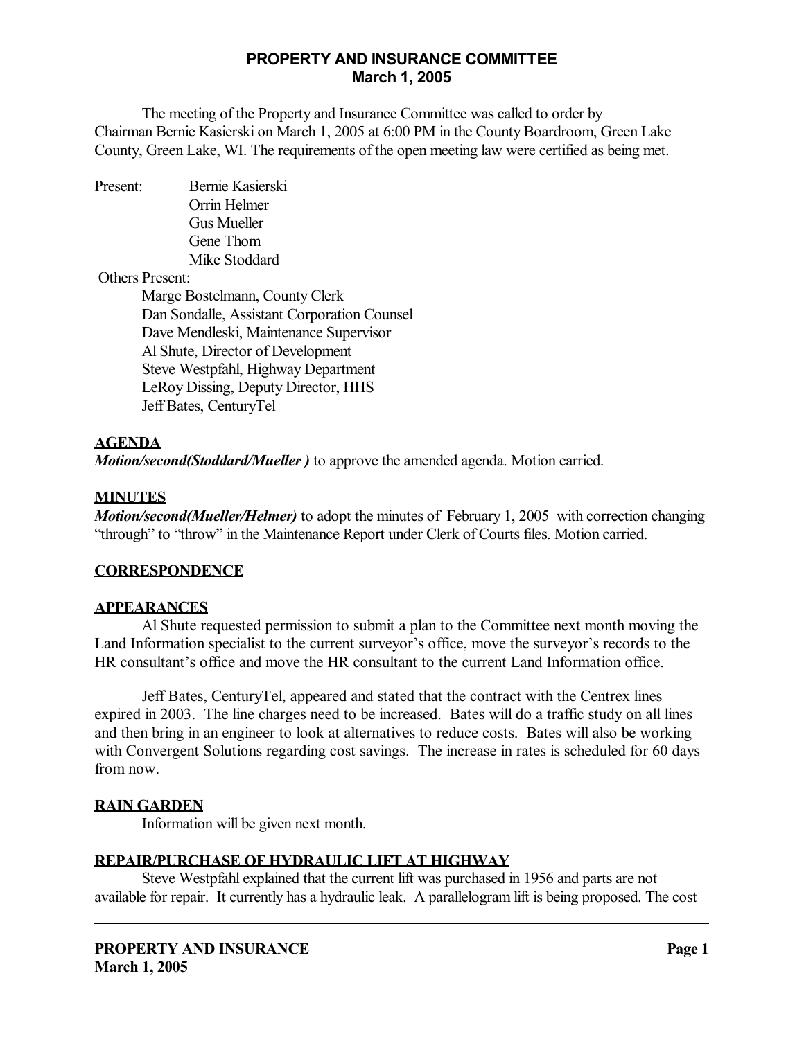# PROPERTY AND INSURANCE COMMITTEE
## March 1, 2005

The meeting of the Property and Insurance Committee was called to order by Chairman Bernie Kasierski on March 1, 2005 at 6:00 PM in the County Boardroom, Green Lake County, Green Lake, WI. The requirements of the open meeting law were certified as being met.

Present:
- Bernie Kasierski
- Orrin Helmer
- Gus Mueller
- Gene Thom
- Mike Stoddard

Others Present:
- Marge Bostelmann, County Clerk
- Dan Sondalle, Assistant Corporation Counsel
- Dave Mendleski, Maintenance Supervisor
- Al Shute, Director of Development
- Steve Westpfahl, Highway Department
- LeRoy Dissing, Deputy Director, HHS
- Jeff Bates, CenturyTel

**AGENDA**

***Motion/second(Stoddard/Mueller )*** to approve the amended agenda. Motion carried.

**MINUTES**

***Motion/second(Mueller/Helmer)*** to adopt the minutes of February 1, 2005 with correction changing "through" to "throw" in the Maintenance Report under Clerk of Courts files. Motion carried.

**CORRESPONDENCE**

**APPEARANCES**

Al Shute requested permission to submit a plan to the Committee next month moving the Land Information specialist to the current surveyor's office, move the surveyor's records to the HR consultant's office and move the HR consultant to the current Land Information office.

Jeff Bates, CenturyTel, appeared and stated that the contract with the Centrex lines expired in 2003. The line charges need to be increased. Bates will do a traffic study on all lines and then bring in an engineer to look at alternatives to reduce costs. Bates will also be working with Convergent Solutions regarding cost savings. The increase in rates is scheduled for 60 days from now.

**RAIN GARDEN**

Information will be given next month.

**REPAIR/PURCHASE OF HYDRAULIC LIFT AT HIGHWAY**

Steve Westpfahl explained that the current lift was purchased in 1956 and parts are not available for repair. It currently has a hydraulic leak. A parallelogram lift is being proposed. The cost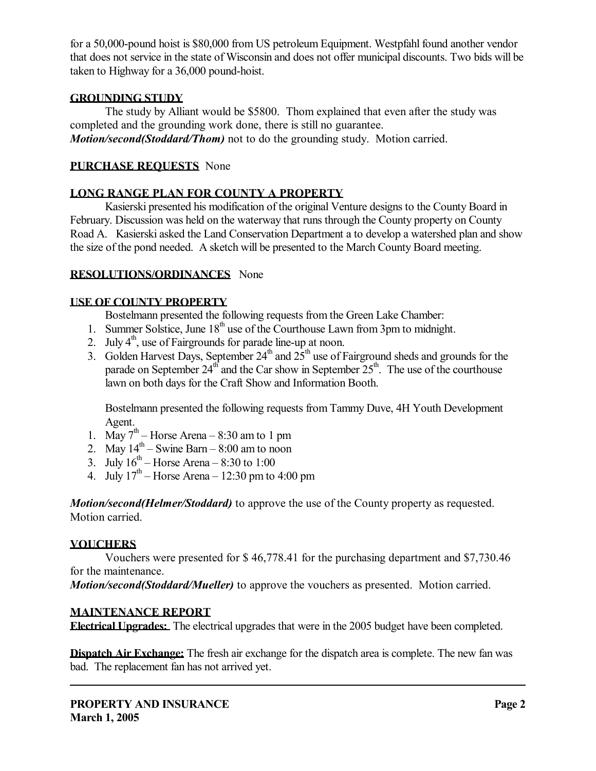for a 50,000-pound hoist is $80,000 from US petroleum Equipment. Westpfahl found another vendor that does not service in the state of Wisconsin and does not offer municipal discounts. Two bids will be taken to Highway for a 36,000 pound-hoist.

**GROUNDING STUDY**

The study by Alliant would be $5800. Thom explained that even after the study was completed and the grounding work done, there is still no guarantee.
***Motion/second(Stoddard/Thom)*** not to do the grounding study. Motion carried.

**PURCHASE REQUESTS** None

**LONG RANGE PLAN FOR COUNTY A PROPERTY**

Kasierski presented his modification of the original Venture designs to the County Board in February. Discussion was held on the waterway that runs through the County property on County Road A. Kasierski asked the Land Conservation Department a to develop a watershed plan and show the size of the pond needed. A sketch will be presented to the March County Board meeting.

**RESOLUTIONS/ORDINANCES** None

**USE OF COUNTY PROPERTY**

Bostelmann presented the following requests from the Green Lake Chamber:

1. Summer Solstice, June 18th use of the Courthouse Lawn from 3pm to midnight.
2. July 4th, use of Fairgrounds for parade line-up at noon.
3. Golden Harvest Days, September 24th and 25th use of Fairground sheds and grounds for the parade on September 24th and the Car show in September 25th. The use of the courthouse lawn on both days for the Craft Show and Information Booth.

Bostelmann presented the following requests from Tammy Duve, 4H Youth Development Agent.

1. May 7th – Horse Arena – 8:30 am to 1 pm
2. May 14th – Swine Barn – 8:00 am to noon
3. July 16th – Horse Arena – 8:30 to 1:00
4. July 17th – Horse Arena – 12:30 pm to 4:00 pm

***Motion/second(Helmer/Stoddard)*** to approve the use of the County property as requested. Motion carried.

**VOUCHERS**

Vouchers were presented for $ 46,778.41 for the purchasing department and $7,730.46 for the maintenance.
***Motion/second(Stoddard/Mueller)*** to approve the vouchers as presented. Motion carried.

**MAINTENANCE REPORT**

**Electrical Upgrades:** The electrical upgrades that were in the 2005 budget have been completed.

**Dispatch Air Exchange:** The fresh air exchange for the dispatch area is complete. The new fan was bad. The replacement fan has not arrived yet.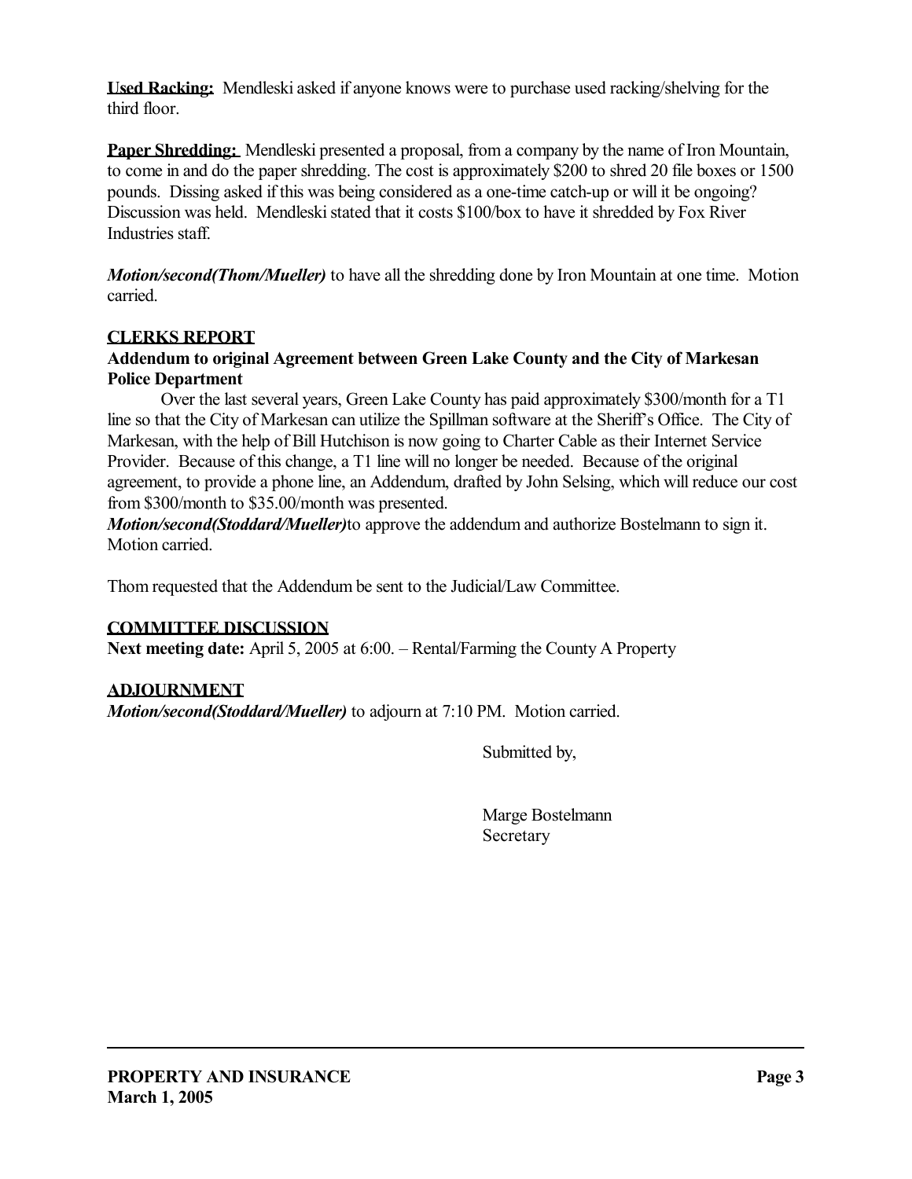**Used Racking:** Mendleski asked if anyone knows were to purchase used racking/shelving for the third floor.

**Paper Shredding:** Mendleski presented a proposal, from a company by the name of Iron Mountain, to come in and do the paper shredding. The cost is approximately $200 to shred 20 file boxes or 1500 pounds. Dissing asked if this was being considered as a one-time catch-up or will it be ongoing? Discussion was held. Mendleski stated that it costs $100/box to have it shredded by Fox River Industries staff.

***Motion/second(Thom/Mueller)*** to have all the shredding done by Iron Mountain at one time. Motion carried.

## CLERKS REPORT

**Addendum to original Agreement between Green Lake County and the City of Markesan Police Department**

Over the last several years, Green Lake County has paid approximately $300/month for a T1 line so that the City of Markesan can utilize the Spillman software at the Sheriff's Office. The City of Markesan, with the help of Bill Hutchison is now going to Charter Cable as their Internet Service Provider. Because of this change, a T1 line will no longer be needed. Because of the original agreement, to provide a phone line, an Addendum, drafted by John Selsing, which will reduce our cost from $300/month to $35.00/month was presented.

***Motion/second(Stoddard/Mueller)***to approve the addendum and authorize Bostelmann to sign it. Motion carried.

Thom requested that the Addendum be sent to the Judicial/Law Committee.

## COMMITTEE DISCUSSION

**Next meeting date:** April 5, 2005 at 6:00. – Rental/Farming the County A Property

## ADJOURNMENT

***Motion/second(Stoddard/Mueller)*** to adjourn at 7:10 PM. Motion carried.

Submitted by,

Marge Bostelmann
Secretary